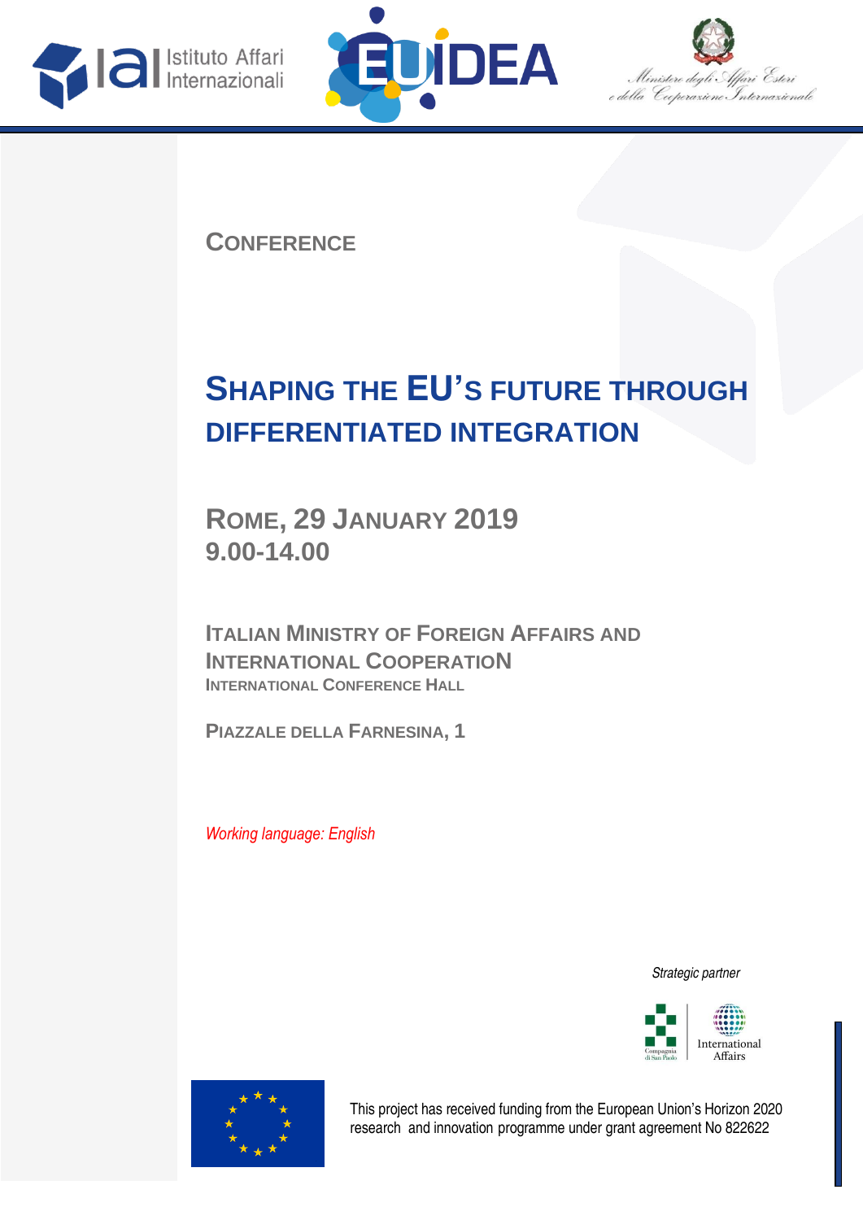Istituto Affari Internazionali

EUIDEA

Ministero degli Affari Esteri e della Cooperazione Internazionale

**CONFERENCE**

# SHAPING THE EU'S FUTURE THROUGH DIFFERENTIATED INTEGRATION

## ROME, 29 JANUARY 2019
## 9.00-14.00

**ITALIAN MINISTRY OF FOREIGN AFFAIRS AND INTERNATIONAL COOPERATION**
**INTERNATIONAL CONFERENCE HALL**

**PIAZZALE DELLA FARNESINA, 1**

*Working language: English*

*Strategic partner*

Compagnia di San Paolo | International Affairs

This project has received funding from the European Union's Horizon 2020 research and innovation programme under grant agreement No 822622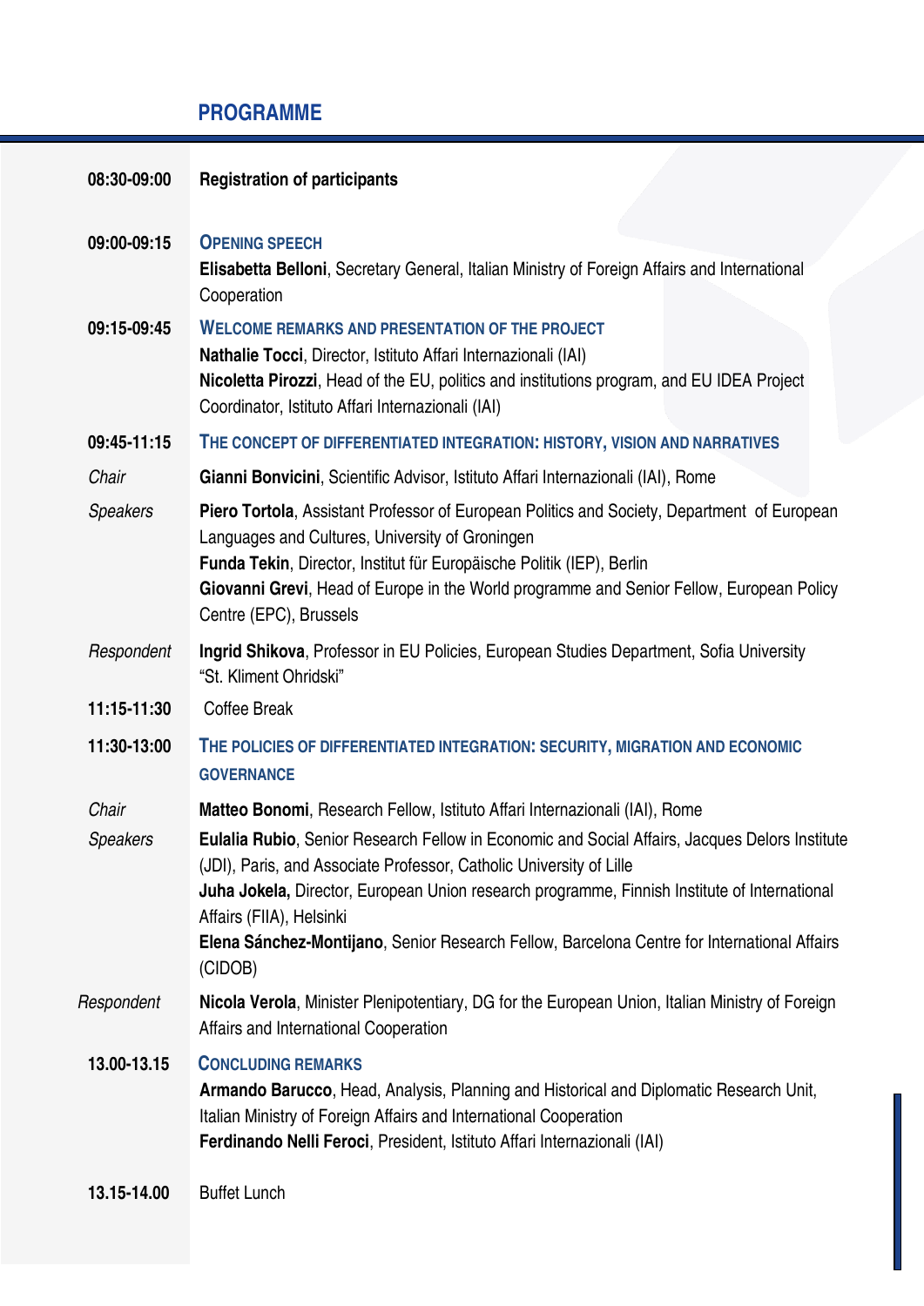## PROGRAMME

| | |
|---|---|
| **08:30-09:00** | **Registration of participants** |
| **09:00-09:15** | **OPENING SPEECH**<br>**Elisabetta Belloni**, Secretary General, Italian Ministry of Foreign Affairs and International Cooperation |
| **09:15-09:45** | **WELCOME REMARKS AND PRESENTATION OF THE PROJECT**<br>**Nathalie Tocci**, Director, Istituto Affari Internazionali (IAI)<br>**Nicoletta Pirozzi**, Head of the EU, politics and institutions program, and EU IDEA Project Coordinator, Istituto Affari Internazionali (IAI) |
| **09:45-11:15** | **THE CONCEPT OF DIFFERENTIATED INTEGRATION: HISTORY, VISION AND NARRATIVES** |
| *Chair* | **Gianni Bonvicini**, Scientific Advisor, Istituto Affari Internazionali (IAI), Rome |
| *Speakers* | **Piero Tortola**, Assistant Professor of European Politics and Society, Department of European Languages and Cultures, University of Groningen<br>**Funda Tekin**, Director, Institut für Europäische Politik (IEP), Berlin<br>**Giovanni Grevi**, Head of Europe in the World programme and Senior Fellow, European Policy Centre (EPC), Brussels |
| *Respondent* | **Ingrid Shikova**, Professor in EU Policies, European Studies Department, Sofia University "St. Kliment Ohridski" |
| **11:15-11:30** | Coffee Break |
| **11:30-13:00** | **THE POLICIES OF DIFFERENTIATED INTEGRATION: SECURITY, MIGRATION AND ECONOMIC GOVERNANCE** |
| *Chair* | **Matteo Bonomi**, Research Fellow, Istituto Affari Internazionali (IAI), Rome |
| *Speakers* | **Eulalia Rubio**, Senior Research Fellow in Economic and Social Affairs, Jacques Delors Institute (JDI), Paris, and Associate Professor, Catholic University of Lille<br>**Juha Jokela,** Director, European Union research programme, Finnish Institute of International Affairs (FIIA), Helsinki<br>**Elena Sánchez-Montijano**, Senior Research Fellow, Barcelona Centre for International Affairs (CIDOB) |
| *Respondent* | **Nicola Verola**, Minister Plenipotentiary, DG for the European Union, Italian Ministry of Foreign Affairs and International Cooperation |
| **13.00-13.15** | **CONCLUDING REMARKS**<br>**Armando Barucco**, Head, Analysis, Planning and Historical and Diplomatic Research Unit, Italian Ministry of Foreign Affairs and International Cooperation<br>**Ferdinando Nelli Feroci**, President, Istituto Affari Internazionali (IAI) |
| **13.15-14.00** | Buffet Lunch |